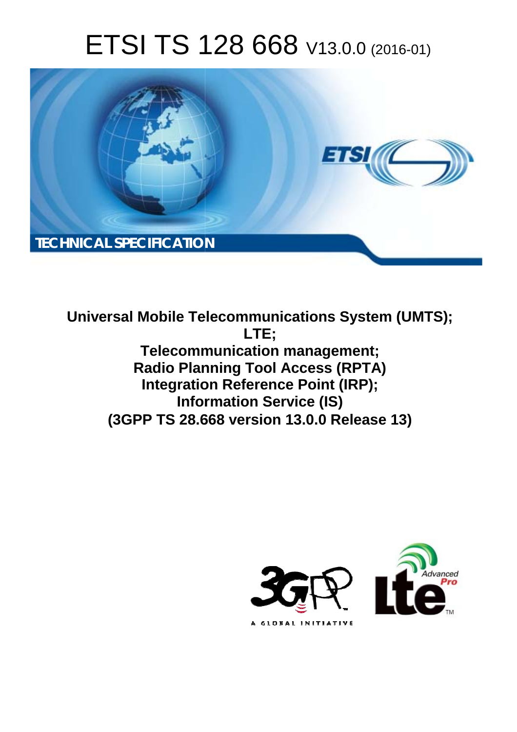# ETSI TS 128 668 V13.0.0 (2016-01)

TECHNICAL SPECIFICATION

**Universal Mobile Telecommunications System (UMTS); LTE; Telecommunication management; Radio Planning Tool Access (RPTA) Integration Reference Point (IRP); Information Service (IS) (3GPP TS 28.668 version 13.0.0 Release 13)**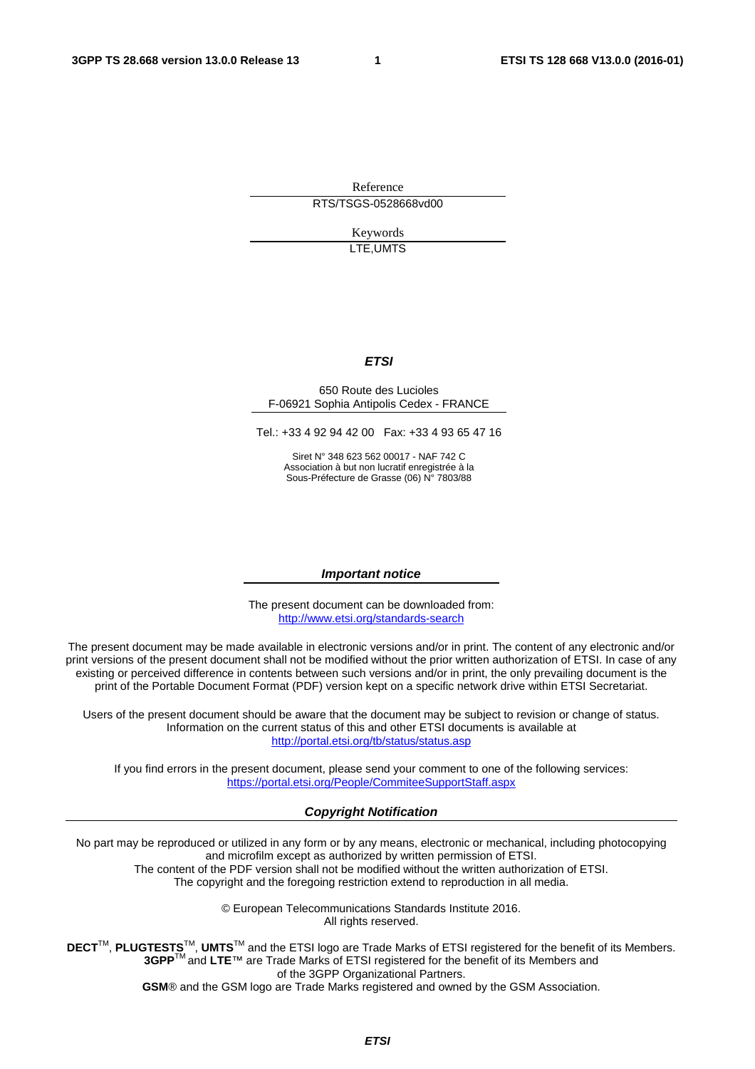Reference

RTS/TSGS-0528668vd00

Keywords

LTE,UMTS

***ETSI***

650 Route des Lucioles
F-06921 Sophia Antipolis Cedex - FRANCE

Tel.: +33 4 92 94 42 00 Fax: +33 4 93 65 47 16

Siret N° 348 623 562 00017 - NAF 742 C
Association à but non lucratif enregistrée à la
Sous-Préfecture de Grasse (06) N° 7803/88

***Important notice***

The present document can be downloaded from:
http://www.etsi.org/standards-search

The present document may be made available in electronic versions and/or in print. The content of any electronic and/or print versions of the present document shall not be modified without the prior written authorization of ETSI. In case of any existing or perceived difference in contents between such versions and/or in print, the only prevailing document is the print of the Portable Document Format (PDF) version kept on a specific network drive within ETSI Secretariat.

Users of the present document should be aware that the document may be subject to revision or change of status. Information on the current status of this and other ETSI documents is available at
http://portal.etsi.org/tb/status/status.asp

If you find errors in the present document, please send your comment to one of the following services:
https://portal.etsi.org/People/CommiteeSupportStaff.aspx

***Copyright Notification***

No part may be reproduced or utilized in any form or by any means, electronic or mechanical, including photocopying and microfilm except as authorized by written permission of ETSI.
The content of the PDF version shall not be modified without the written authorization of ETSI.
The copyright and the foregoing restriction extend to reproduction in all media.

© European Telecommunications Standards Institute 2016.
All rights reserved.

**DECT**™, **PLUGTESTS**™, **UMTS**™ and the ETSI logo are Trade Marks of ETSI registered for the benefit of its Members.
**3GPP**™ and **LTE**™ are Trade Marks of ETSI registered for the benefit of its Members and of the 3GPP Organizational Partners.
**GSM**® and the GSM logo are Trade Marks registered and owned by the GSM Association.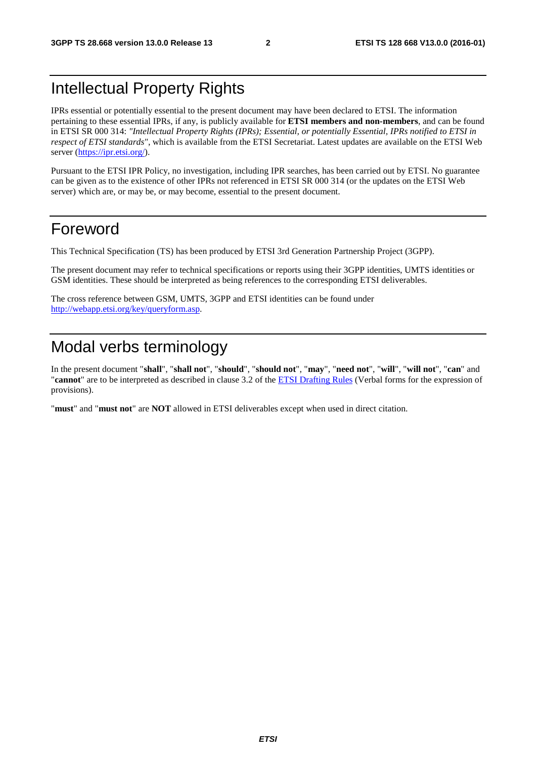# Intellectual Property Rights

IPRs essential or potentially essential to the present document may have been declared to ETSI. The information pertaining to these essential IPRs, if any, is publicly available for **ETSI members and non-members**, and can be found in ETSI SR 000 314: *"Intellectual Property Rights (IPRs); Essential, or potentially Essential, IPRs notified to ETSI in respect of ETSI standards"*, which is available from the ETSI Secretariat. Latest updates are available on the ETSI Web server (https://ipr.etsi.org/).

Pursuant to the ETSI IPR Policy, no investigation, including IPR searches, has been carried out by ETSI. No guarantee can be given as to the existence of other IPRs not referenced in ETSI SR 000 314 (or the updates on the ETSI Web server) which are, or may be, or may become, essential to the present document.

# Foreword

This Technical Specification (TS) has been produced by ETSI 3rd Generation Partnership Project (3GPP).

The present document may refer to technical specifications or reports using their 3GPP identities, UMTS identities or GSM identities. These should be interpreted as being references to the corresponding ETSI deliverables.

The cross reference between GSM, UMTS, 3GPP and ETSI identities can be found under http://webapp.etsi.org/key/queryform.asp.

# Modal verbs terminology

In the present document "**shall**", "**shall not**", "**should**", "**should not**", "**may**", "**need not**", "**will**", "**will not**", "**can**" and "**cannot**" are to be interpreted as described in clause 3.2 of the ETSI Drafting Rules (Verbal forms for the expression of provisions).

"**must**" and "**must not**" are **NOT** allowed in ETSI deliverables except when used in direct citation.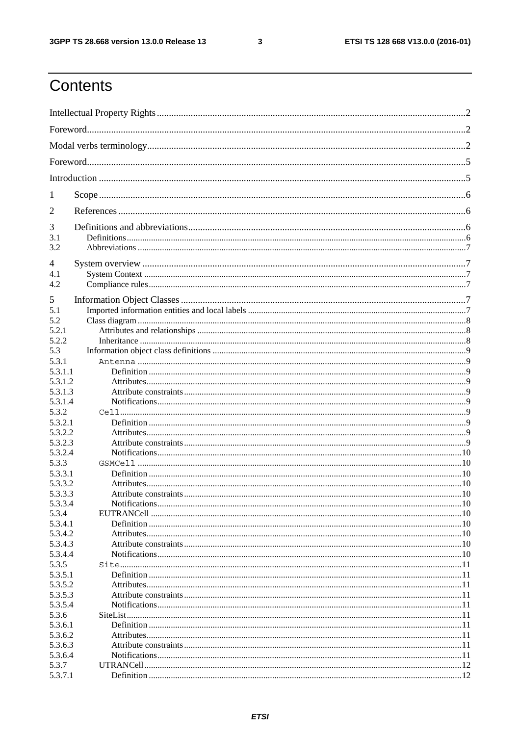# Contents

Intellectual Property Rights ........................................................................................................ 2

Foreword ........................................................................................................ 2

Modal verbs terminology ........................................................................................................ 2

Foreword ........................................................................................................ 5

Introduction ........................................................................................................ 5

1 Scope ........................................................................................................ 6

2 References ........................................................................................................ 6

3 Definitions and abbreviations ........................................................................................................ 6

3.1 Definitions ........................................................................................................ 6

3.2 Abbreviations ........................................................................................................ 7

4 System overview ........................................................................................................ 7

4.1 System Context ........................................................................................................ 7

4.2 Compliance rules ........................................................................................................ 7

5 Information Object Classes ........................................................................................................ 7

5.1 Imported information entities and local labels ........................................................................................................ 7

5.2 Class diagram ........................................................................................................ 8

5.2.1 Attributes and relationships ........................................................................................................ 8

5.2.2 Inheritance ........................................................................................................ 8

5.3 Information object class definitions ........................................................................................................ 9

5.3.1 `Antenna` ........................................................................................................ 9

5.3.1.1 Definition ........................................................................................................ 9

5.3.1.2 Attributes ........................................................................................................ 9

5.3.1.3 Attribute constraints ........................................................................................................ 9

5.3.1.4 Notifications ........................................................................................................ 9

5.3.2 `Cell` ........................................................................................................ 9

5.3.2.1 Definition ........................................................................................................ 9

5.3.2.2 Attributes ........................................................................................................ 9

5.3.2.3 Attribute constraints ........................................................................................................ 9

5.3.2.4 Notifications ........................................................................................................ 10

5.3.3 `GSMCell` ........................................................................................................ 10

5.3.3.1 Definition ........................................................................................................ 10

5.3.3.2 Attributes ........................................................................................................ 10

5.3.3.3 Attribute constraints ........................................................................................................ 10

5.3.3.4 Notifications ........................................................................................................ 10

5.3.4 EUTRANCell ........................................................................................................ 10

5.3.4.1 Definition ........................................................................................................ 10

5.3.4.2 Attributes ........................................................................................................ 10

5.3.4.3 Attribute constraints ........................................................................................................ 10

5.3.4.4 Notifications ........................................................................................................ 10

5.3.5 `Site` ........................................................................................................ 11

5.3.5.1 Definition ........................................................................................................ 11

5.3.5.2 Attributes ........................................................................................................ 11

5.3.5.3 Attribute constraints ........................................................................................................ 11

5.3.5.4 Notifications ........................................................................................................ 11

5.3.6 SiteList ........................................................................................................ 11

5.3.6.1 Definition ........................................................................................................ 11

5.3.6.2 Attributes ........................................................................................................ 11

5.3.6.3 Attribute constraints ........................................................................................................ 11

5.3.6.4 Notifications ........................................................................................................ 11

5.3.7 UTRANCell ........................................................................................................ 12

5.3.7.1 Definition ........................................................................................................ 12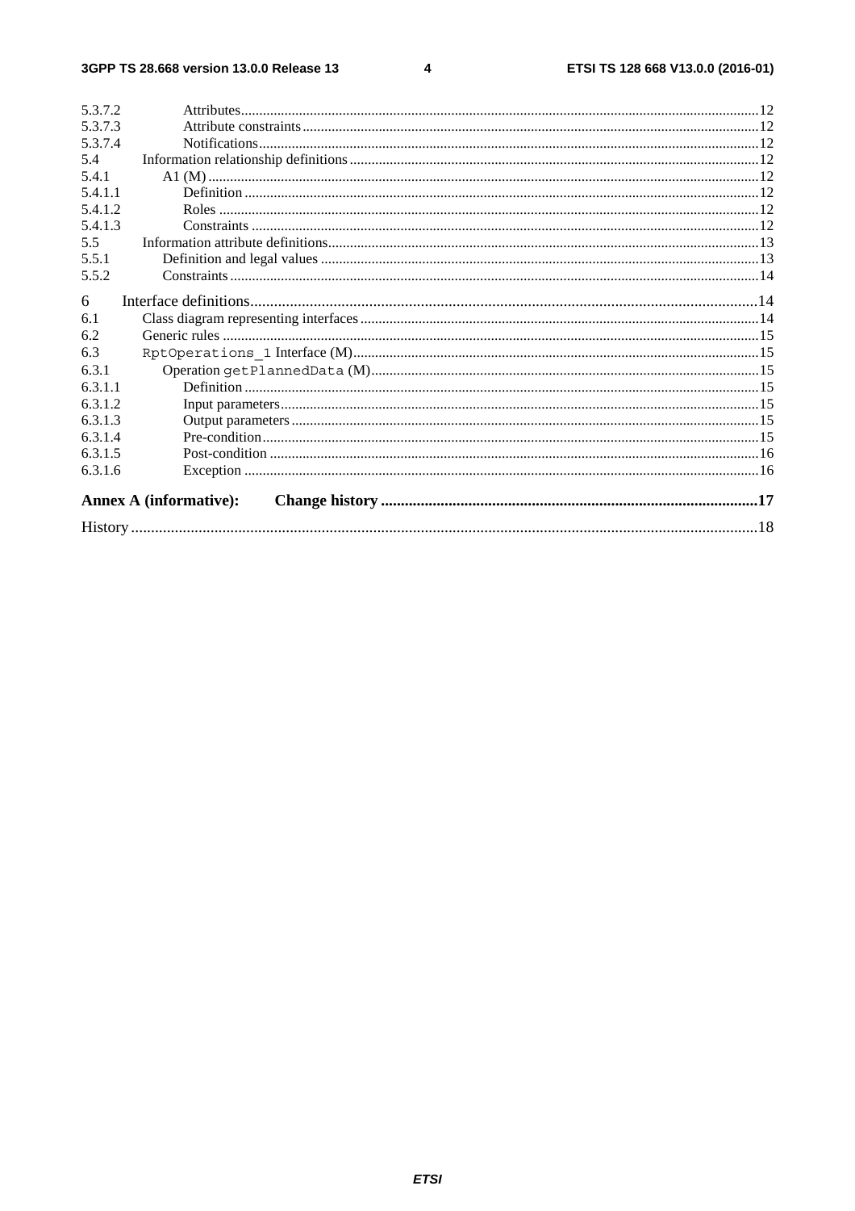5.3.7.2 Attributes .......................................................... 12
5.3.7.3 Attribute constraints .......................................................... 12
5.3.7.4 Notifications .......................................................... 12
5.4 Information relationship definitions .......................................................... 12
5.4.1 A1 (M) .......................................................... 12
5.4.1.1 Definition .......................................................... 12
5.4.1.2 Roles .......................................................... 12
5.4.1.3 Constraints .......................................................... 12
5.5 Information attribute definitions .......................................................... 13
5.5.1 Definition and legal values .......................................................... 13
5.5.2 Constraints .......................................................... 14

6 Interface definitions .......................................................... 14
6.1 Class diagram representing interfaces .......................................................... 14
6.2 Generic rules .......................................................... 15
6.3 `RptOperations_1` Interface (M) .......................................................... 15
6.3.1 Operation `getPlannedData` (M) .......................................................... 15
6.3.1.1 Definition .......................................................... 15
6.3.1.2 Input parameters .......................................................... 15
6.3.1.3 Output parameters .......................................................... 15
6.3.1.4 Pre-condition .......................................................... 15
6.3.1.5 Post-condition .......................................................... 16
6.3.1.6 Exception .......................................................... 16

**Annex A (informative): Change history .......................................................... 17**

History .......................................................... 18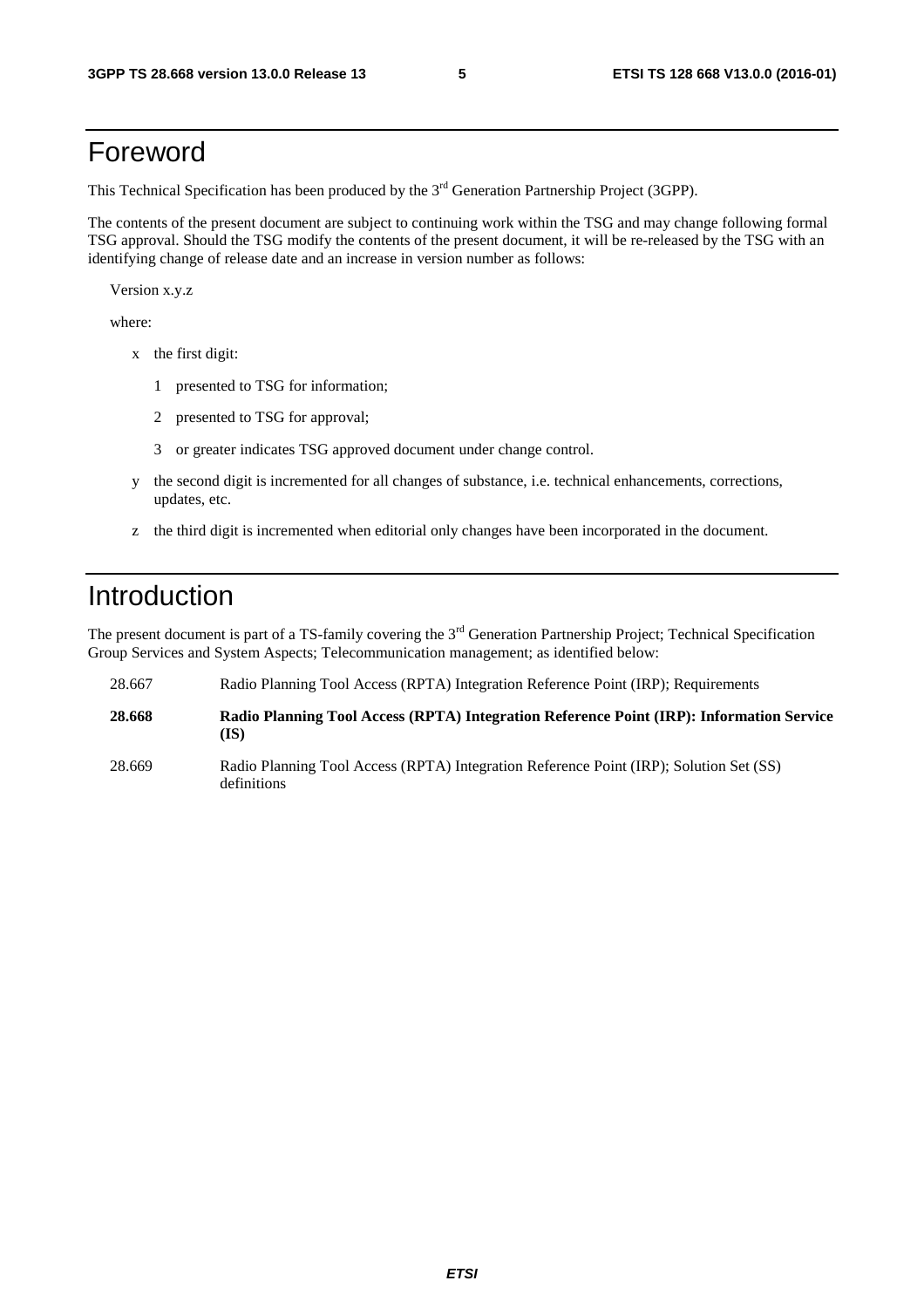# Foreword

This Technical Specification has been produced by the 3rd Generation Partnership Project (3GPP).

The contents of the present document are subject to continuing work within the TSG and may change following formal TSG approval. Should the TSG modify the contents of the present document, it will be re-released by the TSG with an identifying change of release date and an increase in version number as follows:

Version x.y.z

where:

- x the first digit:
  - 1 presented to TSG for information;
  - 2 presented to TSG for approval;
  - 3 or greater indicates TSG approved document under change control.
- y the second digit is incremented for all changes of substance, i.e. technical enhancements, corrections, updates, etc.
- z the third digit is incremented when editorial only changes have been incorporated in the document.

# Introduction

The present document is part of a TS-family covering the 3rd Generation Partnership Project; Technical Specification Group Services and System Aspects; Telecommunication management; as identified below:

| | |
|---|---|
| 28.667 | Radio Planning Tool Access (RPTA) Integration Reference Point (IRP); Requirements |
| **28.668** | **Radio Planning Tool Access (RPTA) Integration Reference Point (IRP): Information Service (IS)** |
| 28.669 | Radio Planning Tool Access (RPTA) Integration Reference Point (IRP); Solution Set (SS) definitions |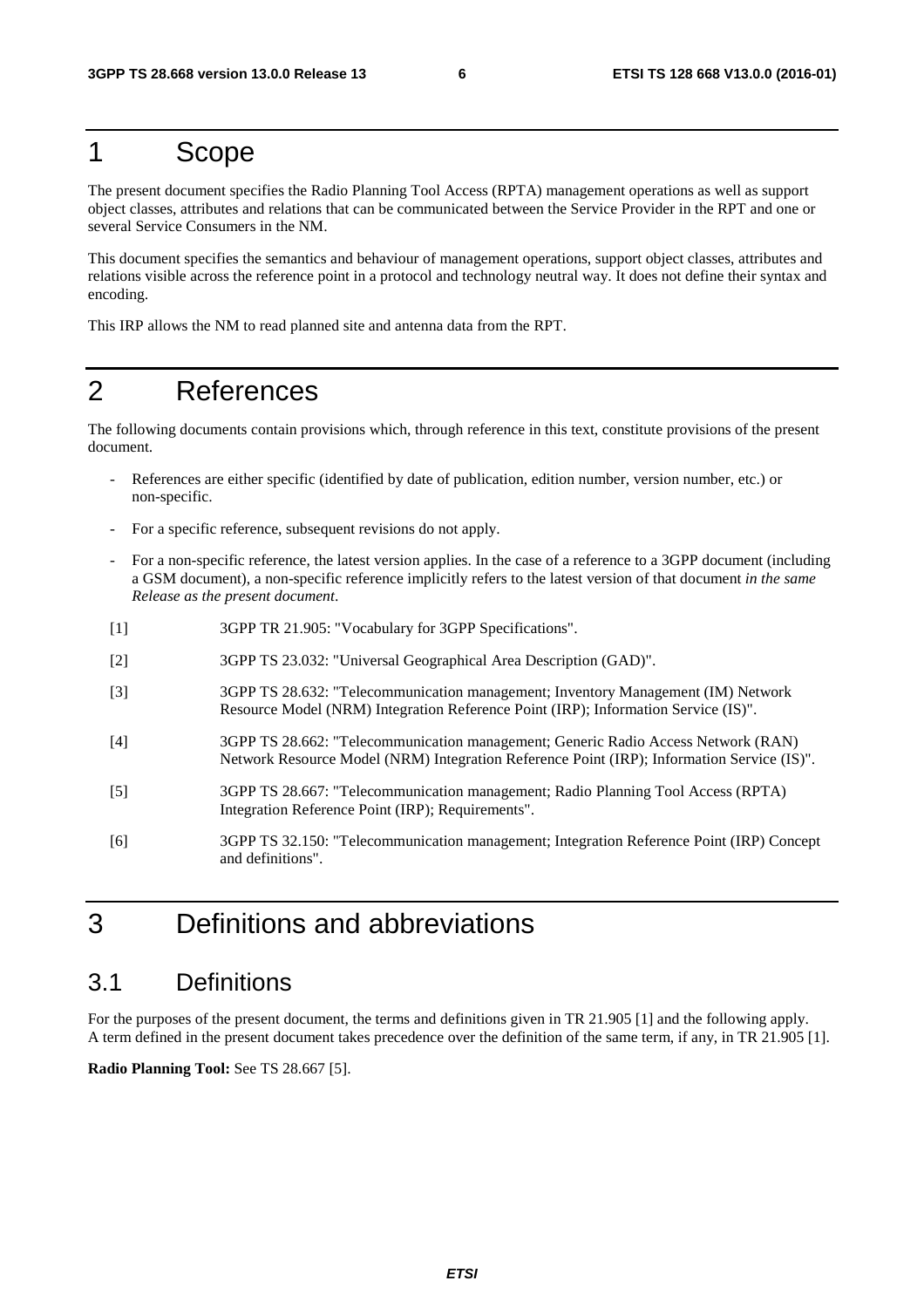# 1 Scope

The present document specifies the Radio Planning Tool Access (RPTA) management operations as well as support object classes, attributes and relations that can be communicated between the Service Provider in the RPT and one or several Service Consumers in the NM.

This document specifies the semantics and behaviour of management operations, support object classes, attributes and relations visible across the reference point in a protocol and technology neutral way. It does not define their syntax and encoding.

This IRP allows the NM to read planned site and antenna data from the RPT.

# 2 References

The following documents contain provisions which, through reference in this text, constitute provisions of the present document.

- References are either specific (identified by date of publication, edition number, version number, etc.) or non-specific.
- For a specific reference, subsequent revisions do not apply.
- For a non-specific reference, the latest version applies. In the case of a reference to a 3GPP document (including a GSM document), a non-specific reference implicitly refers to the latest version of that document *in the same Release as the present document*.

[1] 3GPP TR 21.905: "Vocabulary for 3GPP Specifications".

[2] 3GPP TS 23.032: "Universal Geographical Area Description (GAD)".

[3] 3GPP TS 28.632: "Telecommunication management; Inventory Management (IM) Network Resource Model (NRM) Integration Reference Point (IRP); Information Service (IS)".

[4] 3GPP TS 28.662: "Telecommunication management; Generic Radio Access Network (RAN) Network Resource Model (NRM) Integration Reference Point (IRP); Information Service (IS)".

[5] 3GPP TS 28.667: "Telecommunication management; Radio Planning Tool Access (RPTA) Integration Reference Point (IRP); Requirements".

[6] 3GPP TS 32.150: "Telecommunication management; Integration Reference Point (IRP) Concept and definitions".

# 3 Definitions and abbreviations

## 3.1 Definitions

For the purposes of the present document, the terms and definitions given in TR 21.905 [1] and the following apply. A term defined in the present document takes precedence over the definition of the same term, if any, in TR 21.905 [1].

**Radio Planning Tool:** See TS 28.667 [5].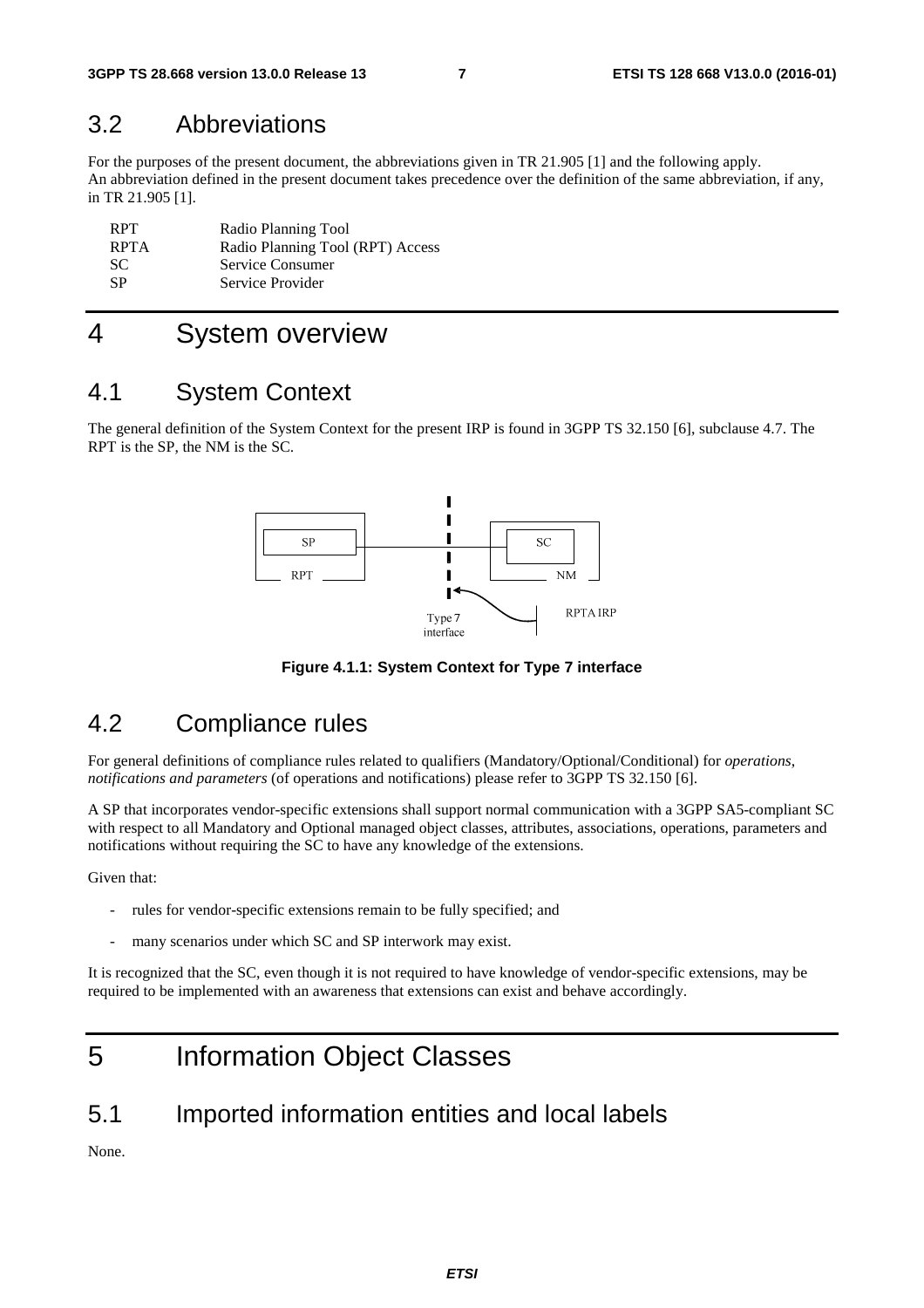## 3.2 Abbreviations

For the purposes of the present document, the abbreviations given in TR 21.905 [1] and the following apply.
An abbreviation defined in the present document takes precedence over the definition of the same abbreviation, if any, in TR 21.905 [1].

| | |
|---|---|
| RPT | Radio Planning Tool |
| RPTA | Radio Planning Tool (RPT) Access |
| SC | Service Consumer |
| SP | Service Provider |

# 4 System overview

## 4.1 System Context

The general definition of the System Context for the present IRP is found in 3GPP TS 32.150 [6], subclause 4.7. The RPT is the SP, the NM is the SC.

**Figure 4.1.1: System Context for Type 7 interface**

## 4.2 Compliance rules

For general definitions of compliance rules related to qualifiers (Mandatory/Optional/Conditional) for *operations, notifications and parameters* (of operations and notifications) please refer to 3GPP TS 32.150 [6].

A SP that incorporates vendor-specific extensions shall support normal communication with a 3GPP SA5-compliant SC with respect to all Mandatory and Optional managed object classes, attributes, associations, operations, parameters and notifications without requiring the SC to have any knowledge of the extensions.

Given that:

- rules for vendor-specific extensions remain to be fully specified; and
- many scenarios under which SC and SP interwork may exist.

It is recognized that the SC, even though it is not required to have knowledge of vendor-specific extensions, may be required to be implemented with an awareness that extensions can exist and behave accordingly.

# 5 Information Object Classes

## 5.1 Imported information entities and local labels

None.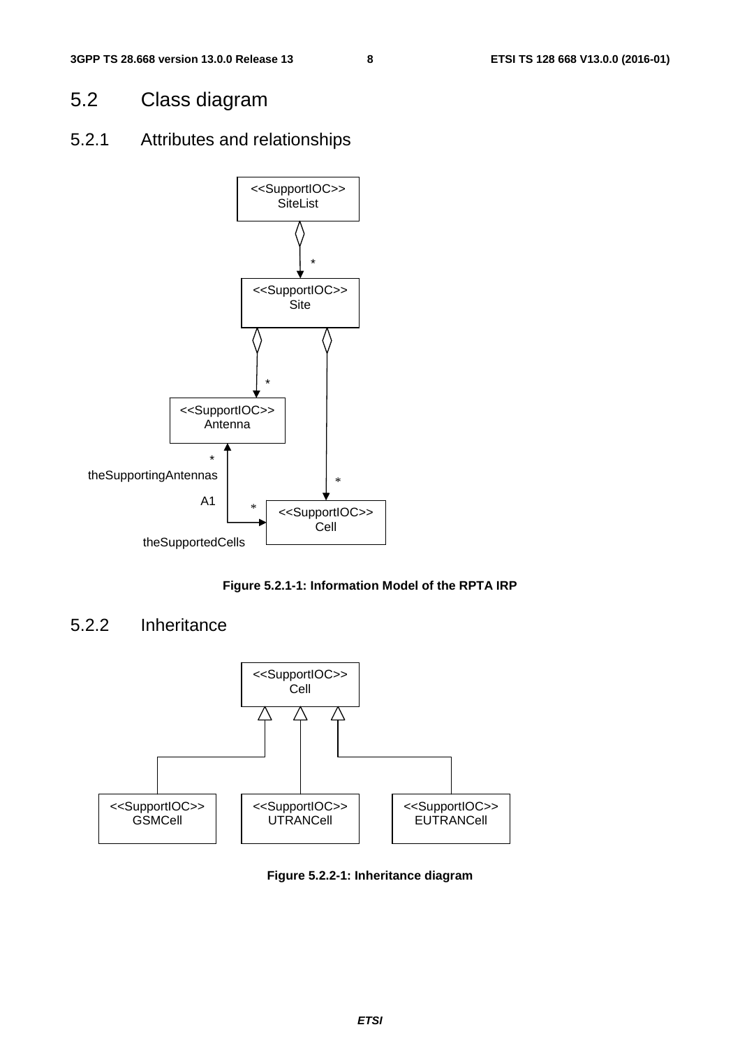## 5.2 Class diagram

### 5.2.1 Attributes and relationships

**Figure 5.2.1-1: Information Model of the RPTA IRP**

### 5.2.2 Inheritance

**Figure 5.2.2-1: Inheritance diagram**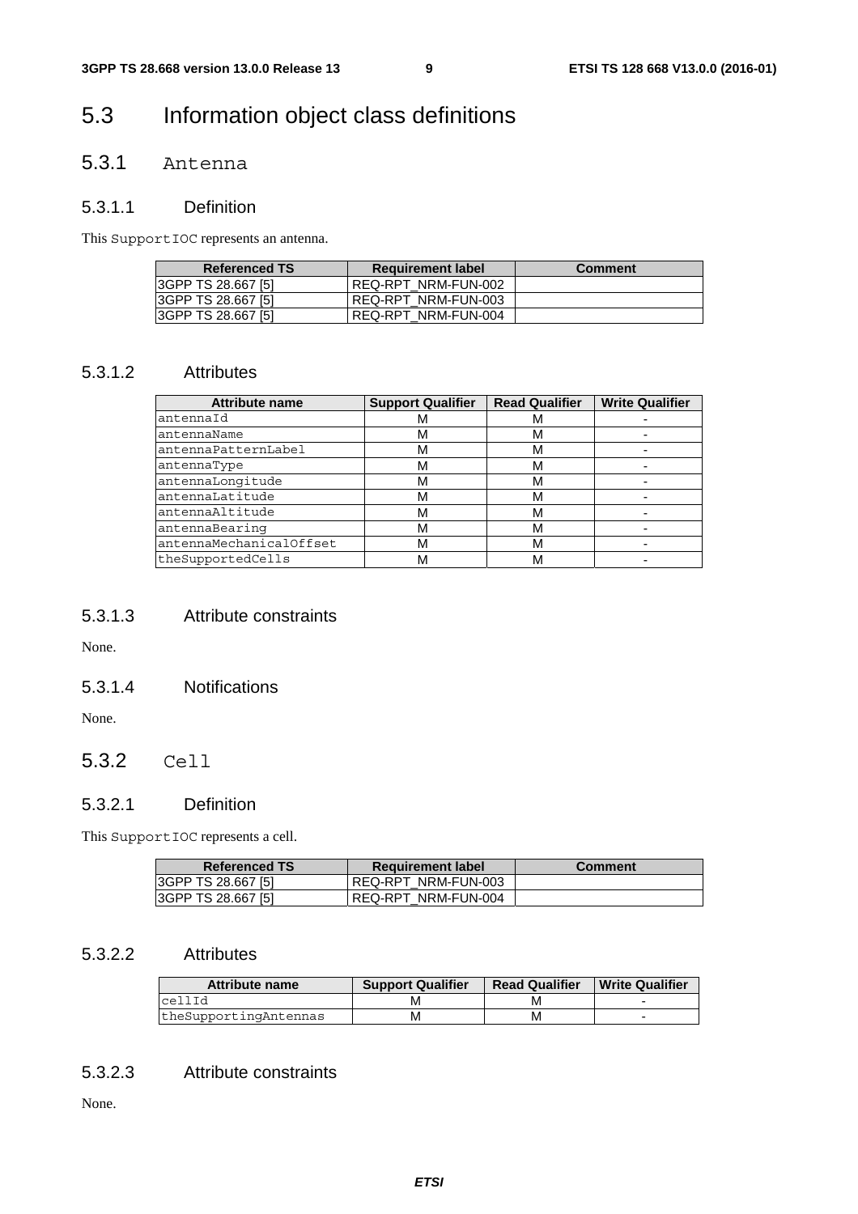## 5.3 Information object class definitions

### 5.3.1 Antenna

#### 5.3.1.1 Definition

This SupportIOC represents an antenna.

| Referenced TS | Requirement label | Comment |
|---|---|---|
| 3GPP TS 28.667 [5] | REQ-RPT_NRM-FUN-002 | |
| 3GPP TS 28.667 [5] | REQ-RPT_NRM-FUN-003 | |
| 3GPP TS 28.667 [5] | REQ-RPT_NRM-FUN-004 | |

#### 5.3.1.2 Attributes

| Attribute name | Support Qualifier | Read Qualifier | Write Qualifier |
|---|---|---|---|
| antennaId | M | M | - |
| antennaName | M | M | - |
| antennaPatternLabel | M | M | - |
| antennaType | M | M | - |
| antennaLongitude | M | M | - |
| antennaLatitude | M | M | - |
| antennaAltitude | M | M | - |
| antennaBearing | M | M | - |
| antennaMechanicalOffset | M | M | - |
| theSupportedCells | M | M | - |

#### 5.3.1.3 Attribute constraints

None.

#### 5.3.1.4 Notifications

None.

### 5.3.2 Cell

#### 5.3.2.1 Definition

This SupportIOC represents a cell.

| Referenced TS | Requirement label | Comment |
|---|---|---|
| 3GPP TS 28.667 [5] | REQ-RPT_NRM-FUN-003 | |
| 3GPP TS 28.667 [5] | REQ-RPT_NRM-FUN-004 | |

#### 5.3.2.2 Attributes

| Attribute name | Support Qualifier | Read Qualifier | Write Qualifier |
|---|---|---|---|
| cellId | M | M | - |
| theSupportingAntennas | M | M | - |

#### 5.3.2.3 Attribute constraints

None.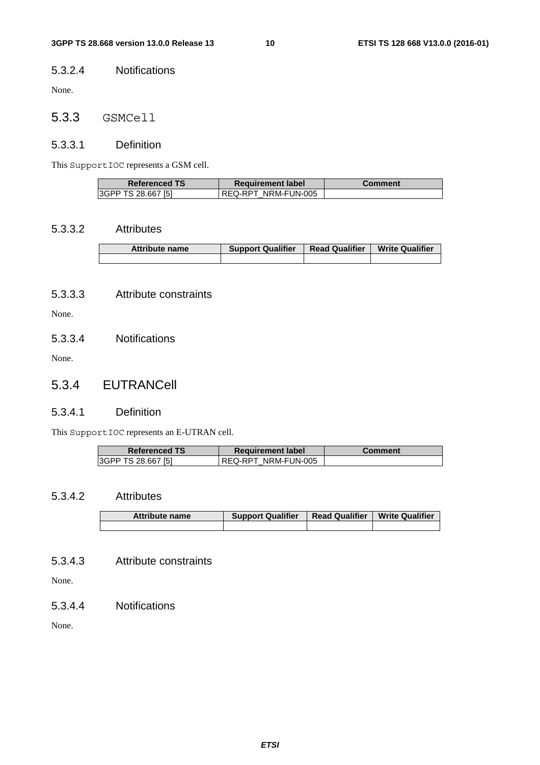#### 5.3.2.4 Notifications

None.

### 5.3.3 GSMCell

#### 5.3.3.1 Definition

This SupportIOC represents a GSM cell.

| Referenced TS | Requirement label | Comment |
|---|---|---|
| 3GPP TS 28.667 [5] | REQ-RPT_NRM-FUN-005 | |

#### 5.3.3.2 Attributes

| Attribute name | Support Qualifier | Read Qualifier | Write Qualifier |
|---|---|---|---|
| | | | |

#### 5.3.3.3 Attribute constraints

None.

#### 5.3.3.4 Notifications

None.

### 5.3.4 EUTRANCell

#### 5.3.4.1 Definition

This SupportIOC represents an E-UTRAN cell.

| Referenced TS | Requirement label | Comment |
|---|---|---|
| 3GPP TS 28.667 [5] | REQ-RPT_NRM-FUN-005 | |

#### 5.3.4.2 Attributes

| Attribute name | Support Qualifier | Read Qualifier | Write Qualifier |
|---|---|---|---|
| | | | |

#### 5.3.4.3 Attribute constraints

None.

#### 5.3.4.4 Notifications

None.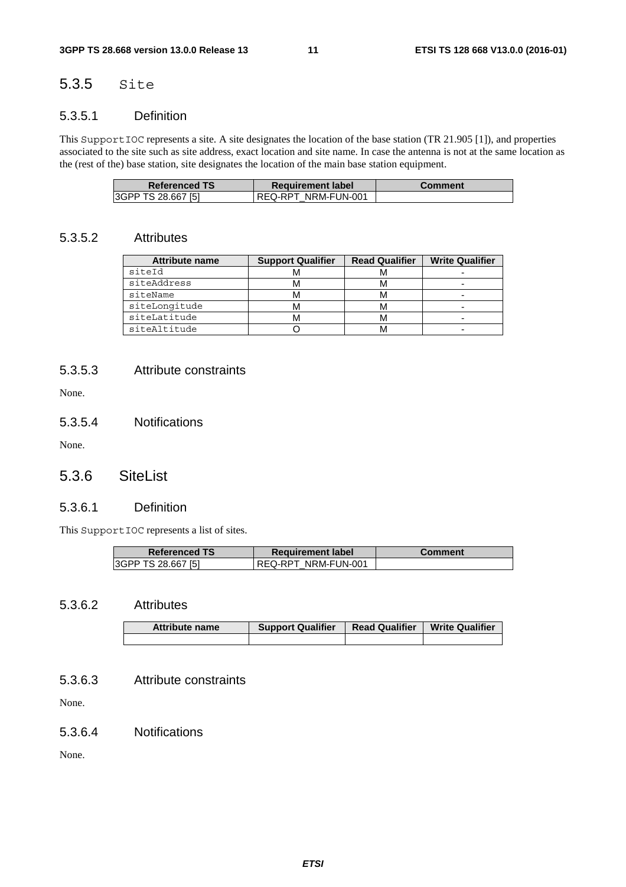### 5.3.5 Site

#### 5.3.5.1 Definition

This SupportIOC represents a site. A site designates the location of the base station (TR 21.905 [1]), and properties associated to the site such as site address, exact location and site name. In case the antenna is not at the same location as the (rest of the) base station, site designates the location of the main base station equipment.

| Referenced TS | Requirement label | Comment |
|---|---|---|
| 3GPP TS 28.667 [5] | REQ-RPT_NRM-FUN-001 | |

#### 5.3.5.2 Attributes

| Attribute name | Support Qualifier | Read Qualifier | Write Qualifier |
|---|---|---|---|
| siteId | M | M | - |
| siteAddress | M | M | - |
| siteName | M | M | - |
| siteLongitude | M | M | - |
| siteLatitude | M | M | - |
| siteAltitude | O | M | - |

#### 5.3.5.3 Attribute constraints

None.

#### 5.3.5.4 Notifications

None.

### 5.3.6 SiteList

#### 5.3.6.1 Definition

This SupportIOC represents a list of sites.

| Referenced TS | Requirement label | Comment |
|---|---|---|
| 3GPP TS 28.667 [5] | REQ-RPT_NRM-FUN-001 | |

#### 5.3.6.2 Attributes

| Attribute name | Support Qualifier | Read Qualifier | Write Qualifier |
|---|---|---|---|
| | | | |

#### 5.3.6.3 Attribute constraints

None.

#### 5.3.6.4 Notifications

None.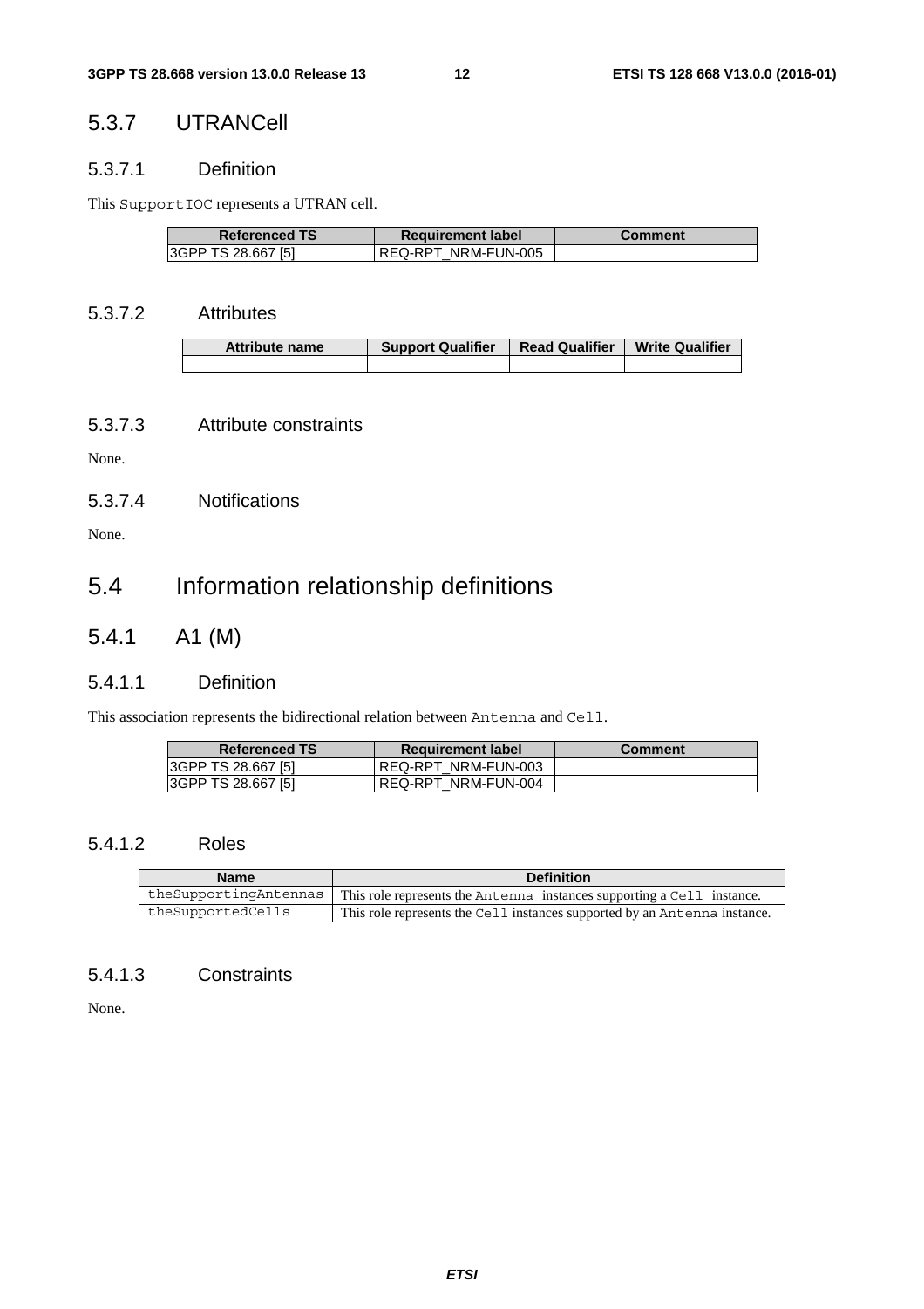### 5.3.7 UTRANCell

#### 5.3.7.1 Definition

This SupportIOC represents a UTRAN cell.

| Referenced TS | Requirement label | Comment |
|---|---|---|
| 3GPP TS 28.667 [5] | REQ-RPT_NRM-FUN-005 | |

#### 5.3.7.2 Attributes

| Attribute name | Support Qualifier | Read Qualifier | Write Qualifier |
|---|---|---|---|
| | | | |

#### 5.3.7.3 Attribute constraints

None.

#### 5.3.7.4 Notifications

None.

## 5.4 Information relationship definitions

### 5.4.1 A1 (M)

#### 5.4.1.1 Definition

This association represents the bidirectional relation between Antenna and Cell.

| Referenced TS | Requirement label | Comment |
|---|---|---|
| 3GPP TS 28.667 [5] | REQ-RPT_NRM-FUN-003 | |
| 3GPP TS 28.667 [5] | REQ-RPT_NRM-FUN-004 | |

#### 5.4.1.2 Roles

| Name | Definition |
|---|---|
| theSupportingAntennas | This role represents the Antenna instances supporting a Cell instance. |
| theSupportedCells | This role represents the Cell instances supported by an Antenna instance. |

#### 5.4.1.3 Constraints

None.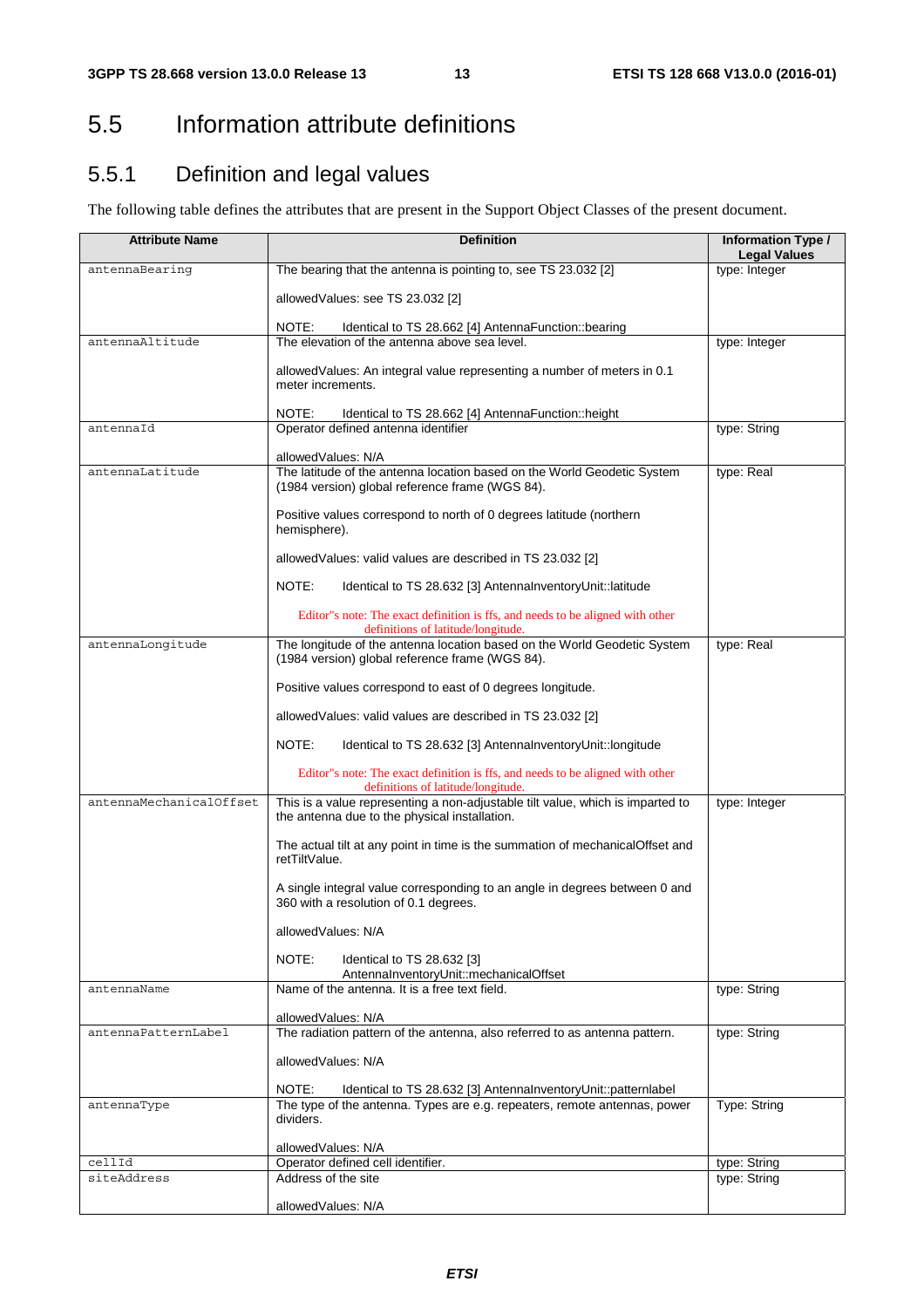## 5.5 Information attribute definitions

### 5.5.1 Definition and legal values

The following table defines the attributes that are present in the Support Object Classes of the present document.

| Attribute Name | Definition | Information Type / Legal Values |
|---|---|---|
| antennaBearing | The bearing that the antenna is pointing to, see TS 23.032 [2]<br><br>allowedValues: see TS 23.032 [2]<br><br>NOTE: Identical to TS 28.662 [4] AntennaFunction::bearing | type: Integer |
| antennaAltitude | The elevation of the antenna above sea level.<br><br>allowedValues: An integral value representing a number of meters in 0.1 meter increments.<br><br>NOTE: Identical to TS 28.662 [4] AntennaFunction::height | type: Integer |
| antennaId | Operator defined antenna identifier<br><br>allowedValues: N/A | type: String |
| antennaLatitude | The latitude of the antenna location based on the World Geodetic System (1984 version) global reference frame (WGS 84).<br><br>Positive values correspond to north of 0 degrees latitude (northern hemisphere).<br><br>allowedValues: valid values are described in TS 23.032 [2]<br><br>NOTE: Identical to TS 28.632 [3] AntennaInventoryUnit::latitude<br><br>Editor"s note: The exact definition is ffs, and needs to be aligned with other definitions of latitude/longitude. | type: Real |
| antennaLongitude | The longitude of the antenna location based on the World Geodetic System (1984 version) global reference frame (WGS 84).<br><br>Positive values correspond to east of 0 degrees longitude.<br><br>allowedValues: valid values are described in TS 23.032 [2]<br><br>NOTE: Identical to TS 28.632 [3] AntennaInventoryUnit::longitude<br><br>Editor"s note: The exact definition is ffs, and needs to be aligned with other definitions of latitude/longitude. | type: Real |
| antennaMechanicalOffset | This is a value representing a non-adjustable tilt value, which is imparted to the antenna due to the physical installation.<br><br>The actual tilt at any point in time is the summation of mechanicalOffset and retTiltValue.<br><br>A single integral value corresponding to an angle in degrees between 0 and 360 with a resolution of 0.1 degrees.<br><br>allowedValues: N/A<br><br>NOTE: Identical to TS 28.632 [3] AntennaInventoryUnit::mechanicalOffset | type: Integer |
| antennaName | Name of the antenna. It is a free text field.<br><br>allowedValues: N/A | type: String |
| antennaPatternLabel | The radiation pattern of the antenna, also referred to as antenna pattern.<br><br>allowedValues: N/A<br><br>NOTE: Identical to TS 28.632 [3] AntennaInventoryUnit::patternlabel | type: String |
| antennaType | The type of the antenna. Types are e.g. repeaters, remote antennas, power dividers.<br><br>allowedValues: N/A | Type: String |
| cellId | Operator defined cell identifier. | type: String |
| siteAddress | Address of the site<br><br>allowedValues: N/A | type: String |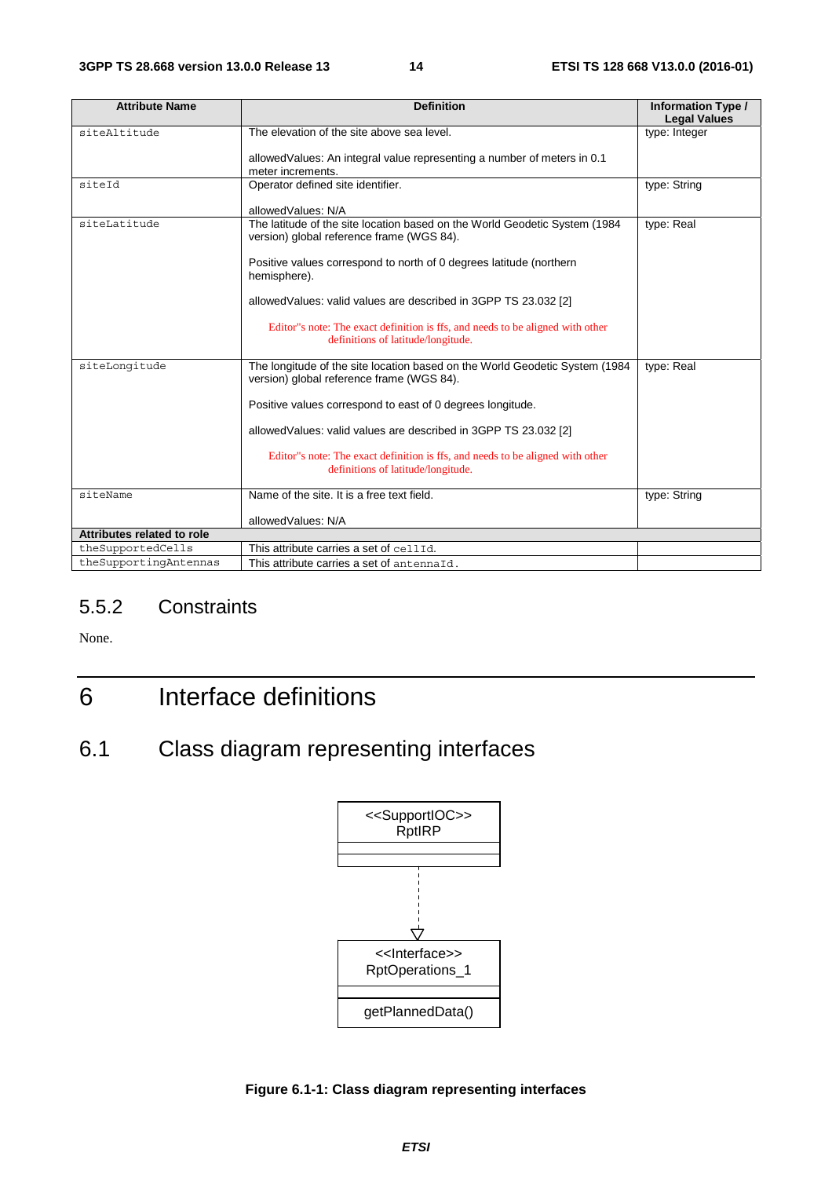| Attribute Name | Definition | Information Type / Legal Values |
|---|---|---|
| siteAltitude | The elevation of the site above sea level.<br><br>allowedValues: An integral value representing a number of meters in 0.1 meter increments. | type: Integer |
| siteId | Operator defined site identifier.<br><br>allowedValues: N/A | type: String |
| siteLatitude | The latitude of the site location based on the World Geodetic System (1984 version) global reference frame (WGS 84).<br><br>Positive values correspond to north of 0 degrees latitude (northern hemisphere).<br><br>allowedValues: valid values are described in 3GPP TS 23.032 [2]<br><br>Editor"s note: The exact definition is ffs, and needs to be aligned with other definitions of latitude/longitude. | type: Real |
| siteLongitude | The longitude of the site location based on the World Geodetic System (1984 version) global reference frame (WGS 84).<br><br>Positive values correspond to east of 0 degrees longitude.<br><br>allowedValues: valid values are described in 3GPP TS 23.032 [2]<br><br>Editor"s note: The exact definition is ffs, and needs to be aligned with other definitions of latitude/longitude. | type: Real |
| siteName | Name of the site. It is a free text field.<br><br>allowedValues: N/A | type: String |
| **Attributes related to role** | | |
| theSupportedCells | This attribute carries a set of cellId. | |
| theSupportingAntennas | This attribute carries a set of antennaId. | |

### 5.5.2 Constraints

None.

# 6 Interface definitions

## 6.1 Class diagram representing interfaces

<<SupportIOC>>
RptIRP

<<Interface>>
RptOperations_1

getPlannedData()

**Figure 6.1-1: Class diagram representing interfaces**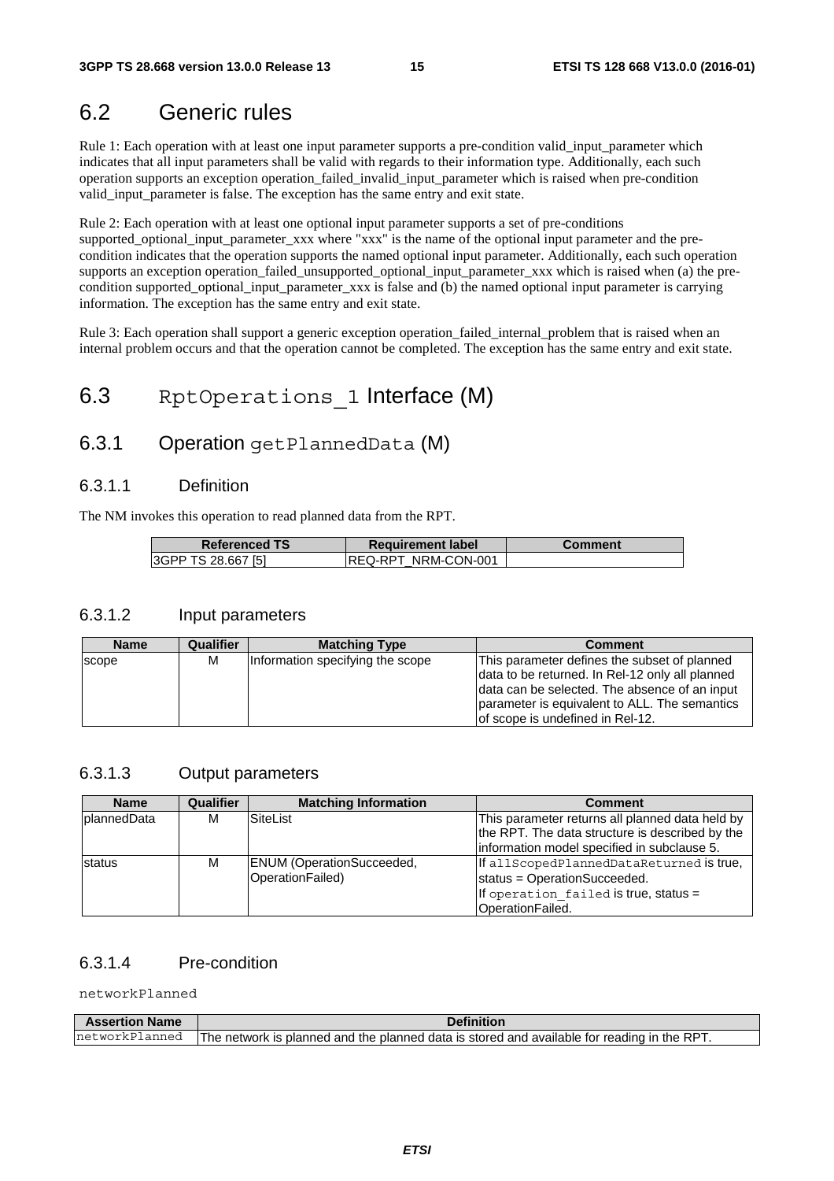# 6.2 Generic rules

Rule 1: Each operation with at least one input parameter supports a pre-condition valid_input_parameter which indicates that all input parameters shall be valid with regards to their information type. Additionally, each such operation supports an exception operation_failed_invalid_input_parameter which is raised when pre-condition valid_input_parameter is false. The exception has the same entry and exit state.

Rule 2: Each operation with at least one optional input parameter supports a set of pre-conditions supported_optional_input_parameter_xxx where "xxx" is the name of the optional input parameter and the pre-condition indicates that the operation supports the named optional input parameter. Additionally, each such operation supports an exception operation_failed_unsupported_optional_input_parameter_xxx which is raised when (a) the pre-condition supported_optional_input_parameter_xxx is false and (b) the named optional input parameter is carrying information. The exception has the same entry and exit state.

Rule 3: Each operation shall support a generic exception operation_failed_internal_problem that is raised when an internal problem occurs and that the operation cannot be completed. The exception has the same entry and exit state.

# 6.3 RptOperations_1 Interface (M)

## 6.3.1 Operation getPlannedData (M)

### 6.3.1.1 Definition

The NM invokes this operation to read planned data from the RPT.

| Referenced TS | Requirement label | Comment |
| --- | --- | --- |
| 3GPP TS 28.667 [5] | REQ-RPT_NRM-CON-001 | |

### 6.3.1.2 Input parameters

| Name | Qualifier | Matching Type | Comment |
| --- | --- | --- | --- |
| scope | M | Information specifying the scope | This parameter defines the subset of planned data to be returned. In Rel-12 only all planned data can be selected. The absence of an input parameter is equivalent to ALL. The semantics of scope is undefined in Rel-12. |

### 6.3.1.3 Output parameters

| Name | Qualifier | Matching Information | Comment |
| --- | --- | --- | --- |
| plannedData | M | SiteList | This parameter returns all planned data held by the RPT. The data structure is described by the information model specified in subclause 5. |
| status | M | ENUM (OperationSucceeded, OperationFailed) | If allScopedPlannedDataReturned is true, status = OperationSucceeded. If operation_failed is true, status = OperationFailed. |

### 6.3.1.4 Pre-condition

networkPlanned

| Assertion Name | Definition |
| --- | --- |
| networkPlanned | The network is planned and the planned data is stored and available for reading in the RPT. |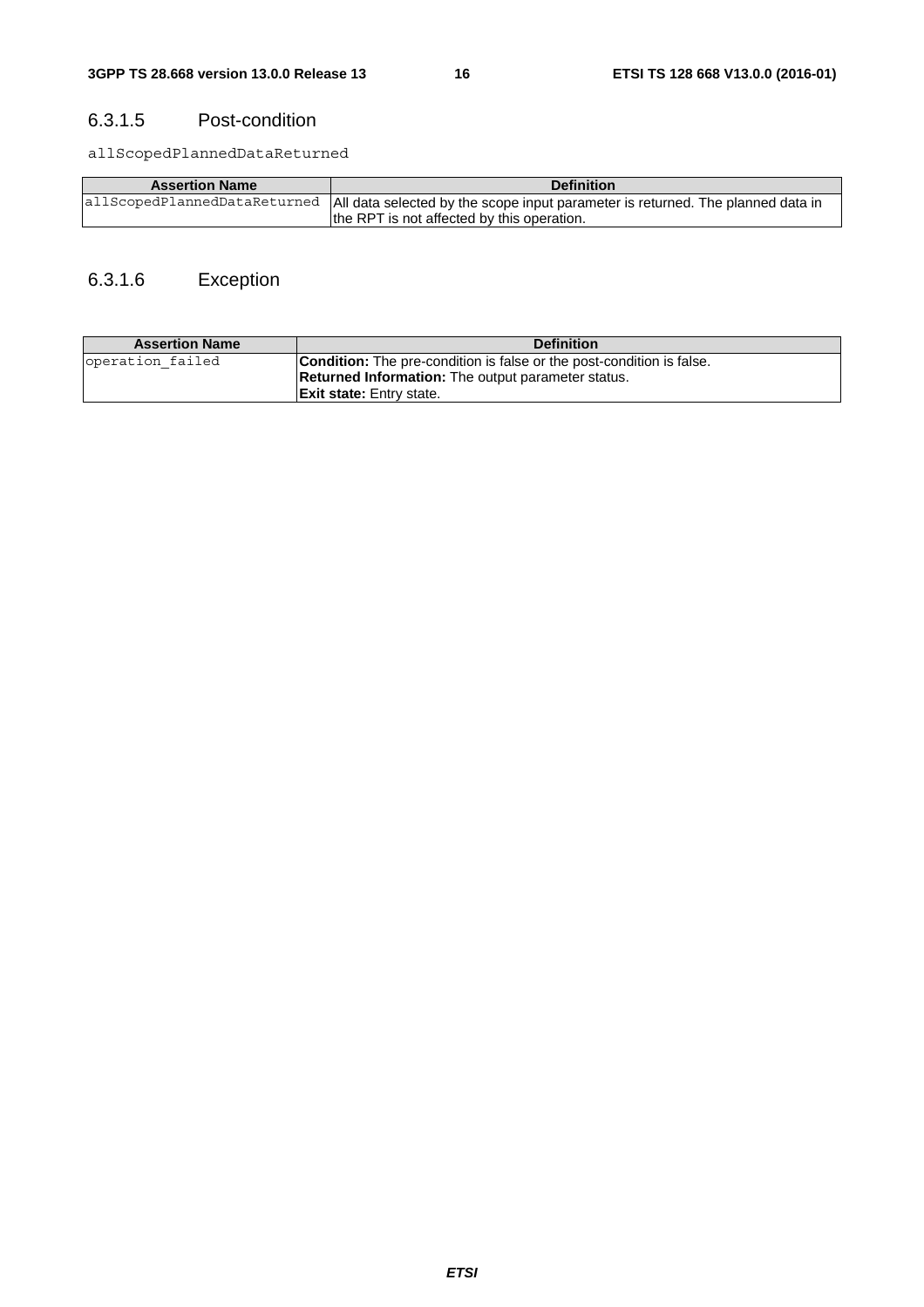### 6.3.1.5 Post-condition

allScopedPlannedDataReturned

| Assertion Name | Definition |
| --- | --- |
| allScopedPlannedDataReturned | All data selected by the scope input parameter is returned. The planned data in the RPT is not affected by this operation. |

### 6.3.1.6 Exception

| Assertion Name | Definition |
| --- | --- |
| operation_failed | **Condition:** The pre-condition is false or the post-condition is false.<br>**Returned Information:** The output parameter status.<br>**Exit state:** Entry state. |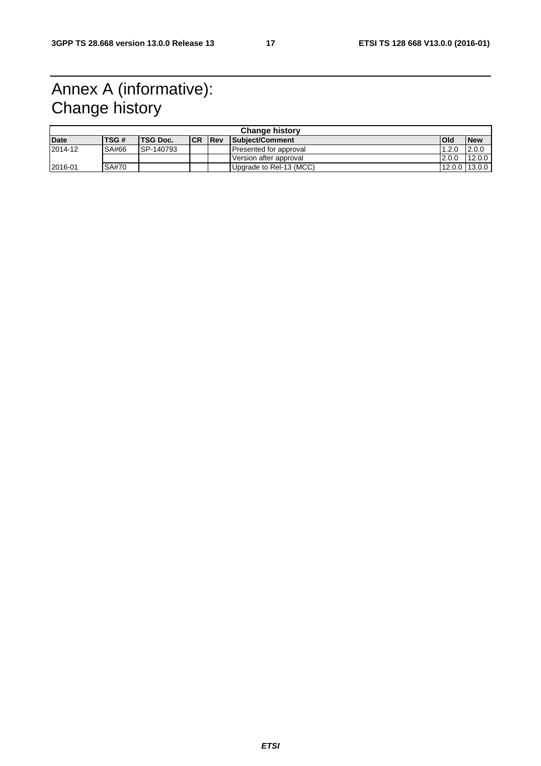# Annex A (informative): Change history

| Change history | | | | | | | |
|---|---|---|---|---|---|---|---|
| **Date** | **TSG #** | **TSG Doc.** | **CR** | **Rev** | **Subject/Comment** | **Old** | **New** |
| 2014-12 | SA#66 | SP-140793 | | | Presented for approval | 1.2.0 | 2.0.0 |
| | | | | | Version after approval | 2.0.0 | 12.0.0 |
| 2016-01 | SA#70 | | | | Upgrade to Rel-13 (MCC) | 12.0.0 | 13.0.0 |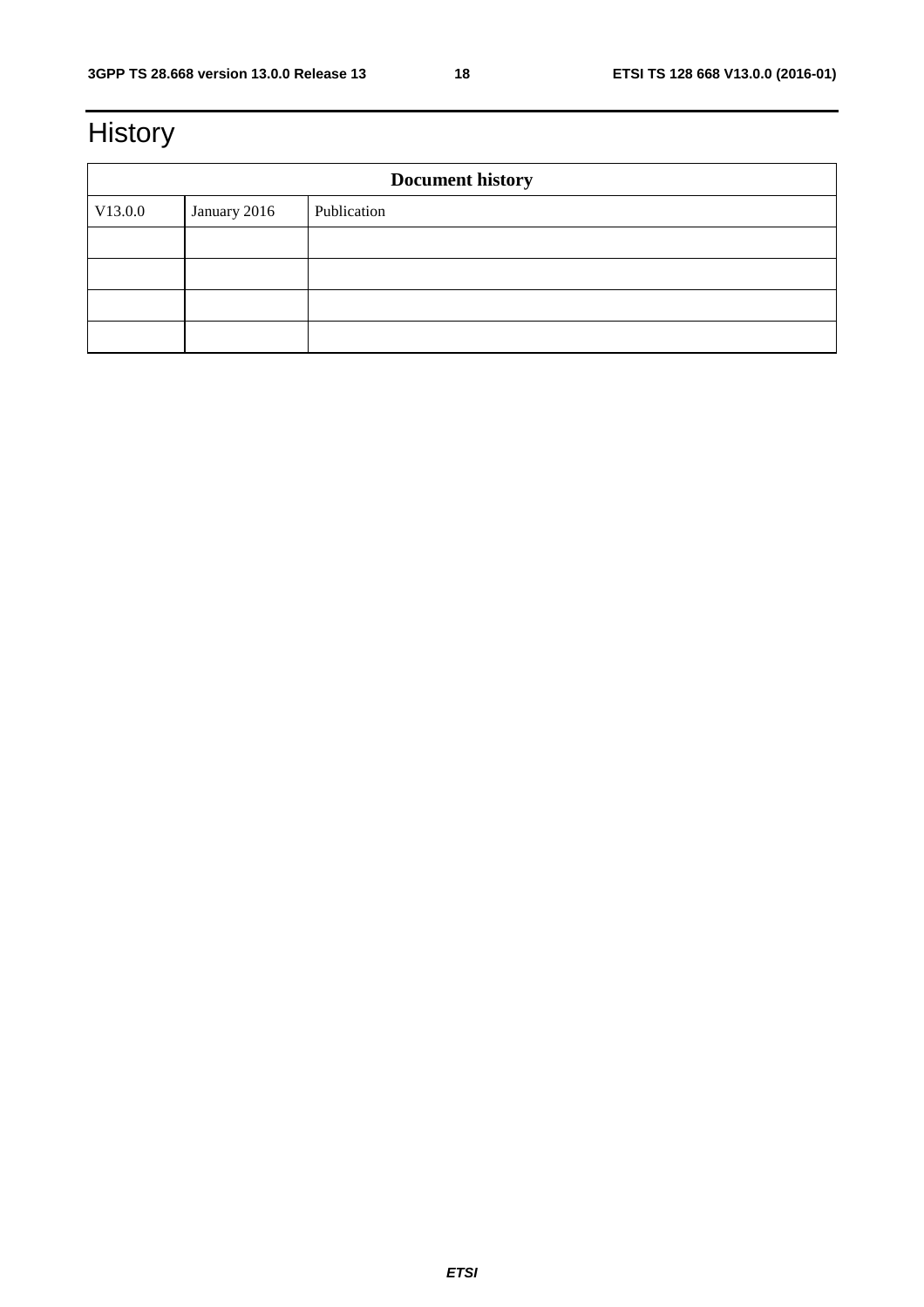# History

| Document history | | |
|---|---|---|
| V13.0.0 | January 2016 | Publication |
| | | |
| | | |
| | | |
| | | |